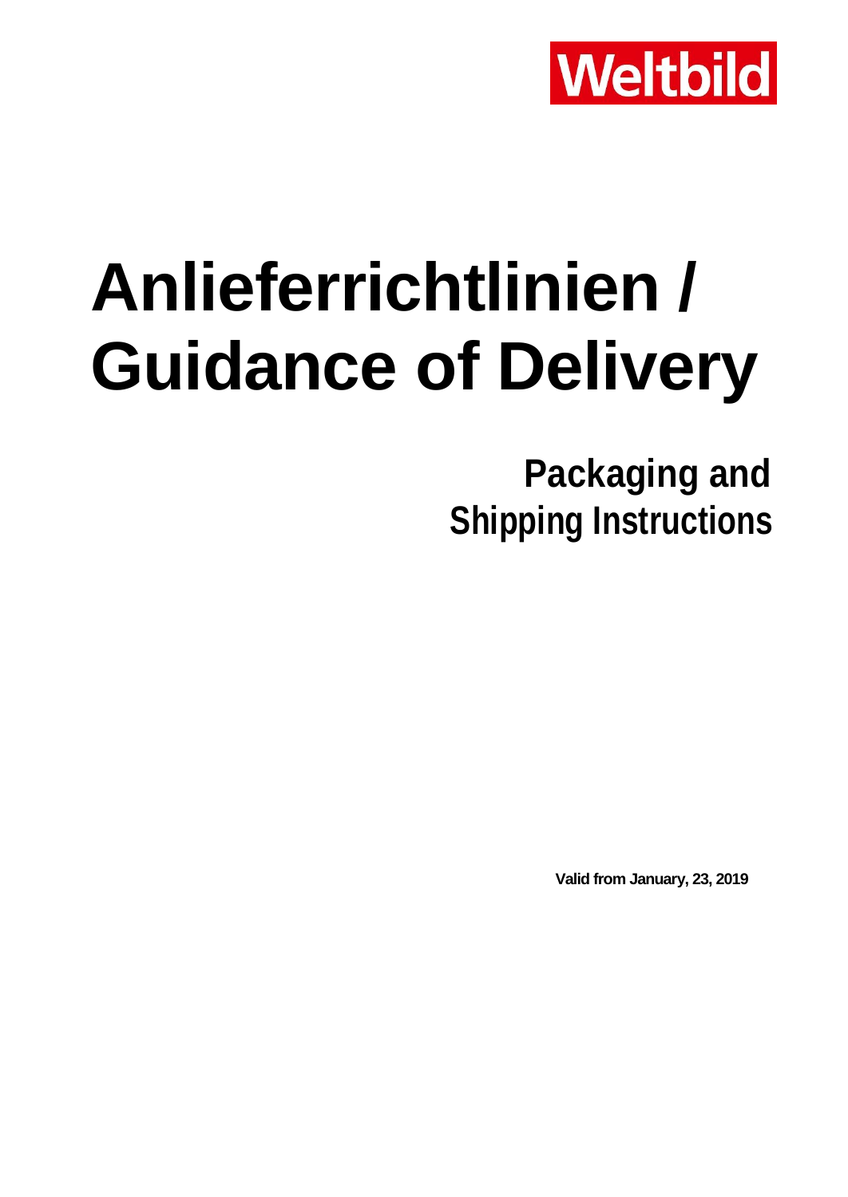Weltbild

# Anlieferrichtlinien / Guidance of Delivery

## Packaging and Shipping Instructions

**Valid from January, 23, 2019**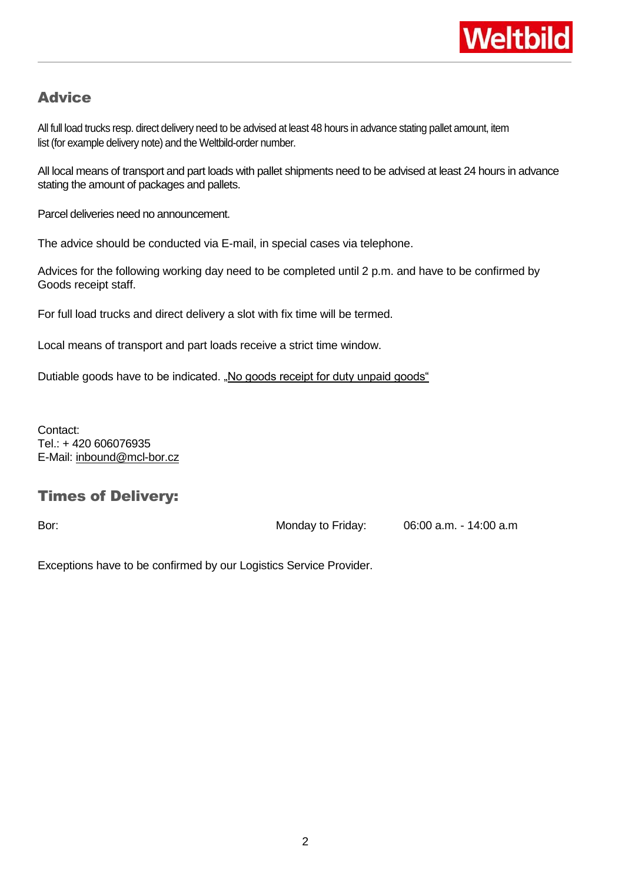## Advice

All full load trucks resp. direct delivery need to be advised at least 48 hours in advance stating pallet amount, item list (for example delivery note) and the Weltbild-order number.

All local means of transport and part loads with pallet shipments need to be advised at least 24 hours in advance stating the amount of packages and pallets.

Parcel deliveries need no announcement.

The advice should be conducted via E-mail, in special cases via telephone.

Advices for the following working day need to be completed until 2 p.m. and have to be confirmed by Goods receipt staff.

For full load trucks and direct delivery a slot with fix time will be termed.

Local means of transport and part loads receive a strict time window.

Dutiable goods have to be indicated. „No goods receipt for duty unpaid goods“

Contact:
Tel.: + 420 606076935
E-Mail: inbound@mcl-bor.cz

## Times of Delivery:

| Bor: | Monday to Friday: | 06:00 a.m. - 14:00 a.m |
|---|---|---|

Exceptions have to be confirmed by our Logistics Service Provider.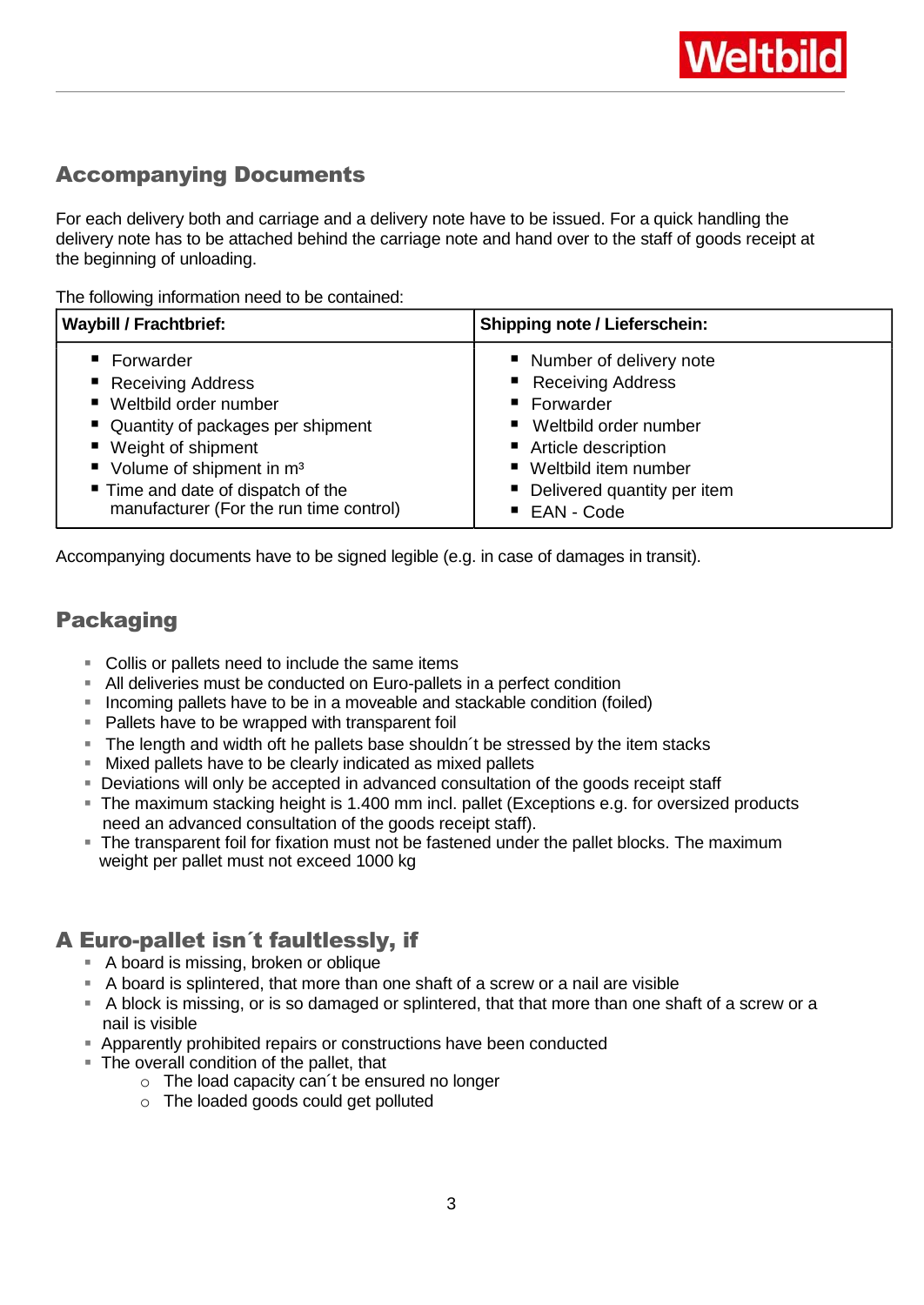## Accompanying Documents

For each delivery both and carriage and a delivery note have to be issued. For a quick handling the delivery note has to be attached behind the carriage note and hand over to the staff of goods receipt at the beginning of unloading.

The following information need to be contained:

| Waybill / Frachtbrief: | Shipping note / Lieferschein: |
|---|---|
| ▪ Forwarder<br>▪ Receiving Address<br>▪ Weltbild order number<br>▪ Quantity of packages per shipment<br>▪ Weight of shipment<br>▪ Volume of shipment in m³<br>▪ Time and date of dispatch of the manufacturer (For the run time control) | ▪ Number of delivery note<br>▪ Receiving Address<br>▪ Forwarder<br>▪ Weltbild order number<br>▪ Article description<br>▪ Weltbild item number<br>▪ Delivered quantity per item<br>▪ EAN - Code |

Accompanying documents have to be signed legible (e.g. in case of damages in transit).

## Packaging

- Collis or pallets need to include the same items
- All deliveries must be conducted on Euro-pallets in a perfect condition
- Incoming pallets have to be in a moveable and stackable condition (foiled)
- Pallets have to be wrapped with transparent foil
- The length and width oft he pallets base shouldn´t be stressed by the item stacks
- Mixed pallets have to be clearly indicated as mixed pallets
- Deviations will only be accepted in advanced consultation of the goods receipt staff
- The maximum stacking height is 1.400 mm incl. pallet (Exceptions e.g. for oversized products need an advanced consultation of the goods receipt staff).
- The transparent foil for fixation must not be fastened under the pallet blocks. The maximum weight per pallet must not exceed 1000 kg

## A Euro-pallet isn´t faultlessly, if

- A board is missing, broken or oblique
- A board is splintered, that more than one shaft of a screw or a nail are visible
- A block is missing, or is so damaged or splintered, that that more than one shaft of a screw or a nail is visible
- Apparently prohibited repairs or constructions have been conducted
- The overall condition of the pallet, that
  - The load capacity can´t be ensured no longer
  - The loaded goods could get polluted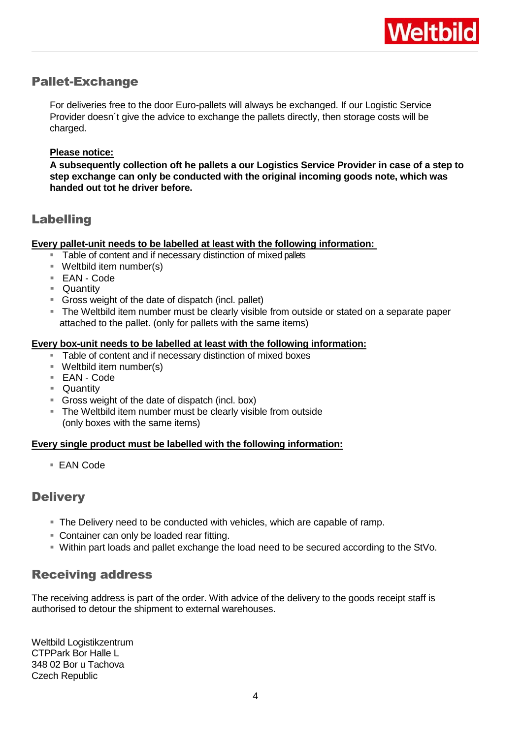## Pallet-Exchange

For deliveries free to the door Euro-pallets will always be exchanged. If our Logistic Service Provider doesn´t give the advice to exchange the pallets directly, then storage costs will be charged.

**Please notice:**

**A subsequently collection oft he pallets a our Logistics Service Provider in case of a step to step exchange can only be conducted with the original incoming goods note, which was handed out tot he driver before.**

## Labelling

**Every pallet-unit needs to be labelled at least with the following information:**

- Table of content and if necessary distinction of mixed pallets
- Weltbild item number(s)
- EAN - Code
- Quantity
- Gross weight of the date of dispatch (incl. pallet)
- The Weltbild item number must be clearly visible from outside or stated on a separate paper attached to the pallet. (only for pallets with the same items)

**Every box-unit needs to be labelled at least with the following information:**

- Table of content and if necessary distinction of mixed boxes
- Weltbild item number(s)
- EAN - Code
- Quantity
- Gross weight of the date of dispatch (incl. box)
- The Weltbild item number must be clearly visible from outside (only boxes with the same items)

**Every single product must be labelled with the following information:**

- EAN Code

## Delivery

- The Delivery need to be conducted with vehicles, which are capable of ramp.
- Container can only be loaded rear fitting.
- Within part loads and pallet exchange the load need to be secured according to the StVo.

## Receiving address

The receiving address is part of the order. With advice of the delivery to the goods receipt staff is authorised to detour the shipment to external warehouses.

Weltbild Logistikzentrum
CTPPark Bor Halle L
348 02 Bor u Tachova
Czech Republic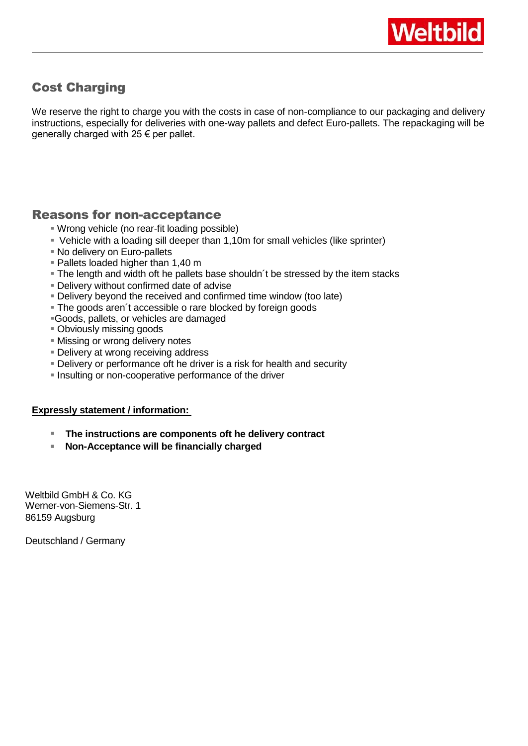## Cost Charging

We reserve the right to charge you with the costs in case of non-compliance to our packaging and delivery instructions, especially for deliveries with one-way pallets and defect Euro-pallets. The repackaging will be generally charged with 25 € per pallet.

## Reasons for non-acceptance

- Wrong vehicle (no rear-fit loading possible)
- Vehicle with a loading sill deeper than 1,10m for small vehicles (like sprinter)
- No delivery on Euro-pallets
- Pallets loaded higher than 1,40 m
- The length and width oft he pallets base shouldn´t be stressed by the item stacks
- Delivery without confirmed date of advise
- Delivery beyond the received and confirmed time window (too late)
- The goods aren´t accessible o rare blocked by foreign goods
- Goods, pallets, or vehicles are damaged
- Obviously missing goods
- Missing or wrong delivery notes
- Delivery at wrong receiving address
- Delivery or performance oft he driver is a risk for health and security
- Insulting or non-cooperative performance of the driver

**Expressly statement / information:**

- **The instructions are components oft he delivery contract**
- **Non-Acceptance will be financially charged**

Weltbild GmbH & Co. KG
Werner-von-Siemens-Str. 1
86159 Augsburg

Deutschland / Germany